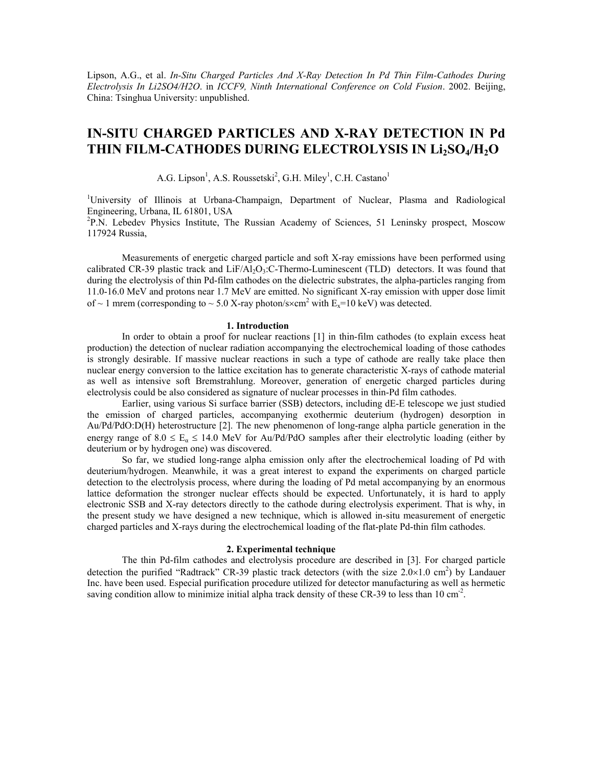Lipson, A.G., et al. *In-Situ Charged Particles And X-Ray Detection In Pd Thin Film-Cathodes During Electrolysis In Li2SO4/H2O*. in *ICCF9, Ninth International Conference on Cold Fusion*. 2002. Beijing, China: Tsinghua University: unpublished.

# IN-SITU CHARGED PARTICLES AND X-RAY DETECTION IN Pd THIN FILM-CATHODES DURING ELECTROLYSIS IN $Li_2SO_4/H_2O$

A.G. Lipson[1], A.S. Roussetski[2], G.H. Miley[1], C.H. Castano[1]

[1]University of Illinois at Urbana-Champaign, Department of Nuclear, Plasma and Radiological Engineering, Urbana, IL 61801, USA

[2]P.N. Lebedev Physics Institute, The Russian Academy of Sciences, 51 Leninsky prospect, Moscow 117924 Russia,

Measurements of energetic charged particle and soft X-ray emissions have been performed using calibrated CR-39 plastic track and $LiF/Al_2O_3$:C-Thermo-Luminescent (TLD) detectors. It was found that during the electrolysis of thin Pd-film cathodes on the dielectric substrates, the alpha-particles ranging from 11.0-16.0 MeV and protons near 1.7 MeV are emitted. No significant X-ray emission with upper dose limit of ~ 1 mrem (corresponding to ~ 5.0 X-ray photon/s×cm$^2$ with $E_x$=10 keV) was detected.

## 1. Introduction

In order to obtain a proof for nuclear reactions [1] in thin-film cathodes (to explain excess heat production) the detection of nuclear radiation accompanying the electrochemical loading of those cathodes is strongly desirable. If massive nuclear reactions in such a type of cathode are really take place then nuclear energy conversion to the lattice excitation has to generate characteristic X-rays of cathode material as well as intensive soft Bremstrahlung. Moreover, generation of energetic charged particles during electrolysis could be also considered as signature of nuclear processes in thin-Pd film cathodes.

Earlier, using various Si surface barrier (SSB) detectors, including dE-E telescope we just studied the emission of charged particles, accompanying exothermic deuterium (hydrogen) desorption in Au/Pd/PdO:D(H) heterostructure [2]. The new phenomenon of long-range alpha particle generation in the energy range of $8.0 \leq E_\alpha \leq 14.0$ MeV for Au/Pd/PdO samples after their electrolytic loading (either by deuterium or by hydrogen one) was discovered.

So far, we studied long-range alpha emission only after the electrochemical loading of Pd with deuterium/hydrogen. Meanwhile, it was a great interest to expand the experiments on charged particle detection to the electrolysis process, where during the loading of Pd metal accompanying by an enormous lattice deformation the stronger nuclear effects should be expected. Unfortunately, it is hard to apply electronic SSB and X-ray detectors directly to the cathode during electrolysis experiment. That is why, in the present study we have designed a new technique, which is allowed in-situ measurement of energetic charged particles and X-rays during the electrochemical loading of the flat-plate Pd-thin film cathodes.

## 2. Experimental technique

The thin Pd-film cathodes and electrolysis procedure are described in [3]. For charged particle detection the purified "Radtrack" CR-39 plastic track detectors (with the size 2.0×1.0 cm$^2$) by Landauer Inc. have been used. Especial purification procedure utilized for detector manufacturing as well as hermetic saving condition allow to minimize initial alpha track density of these CR-39 to less than 10 cm$^{-2}$.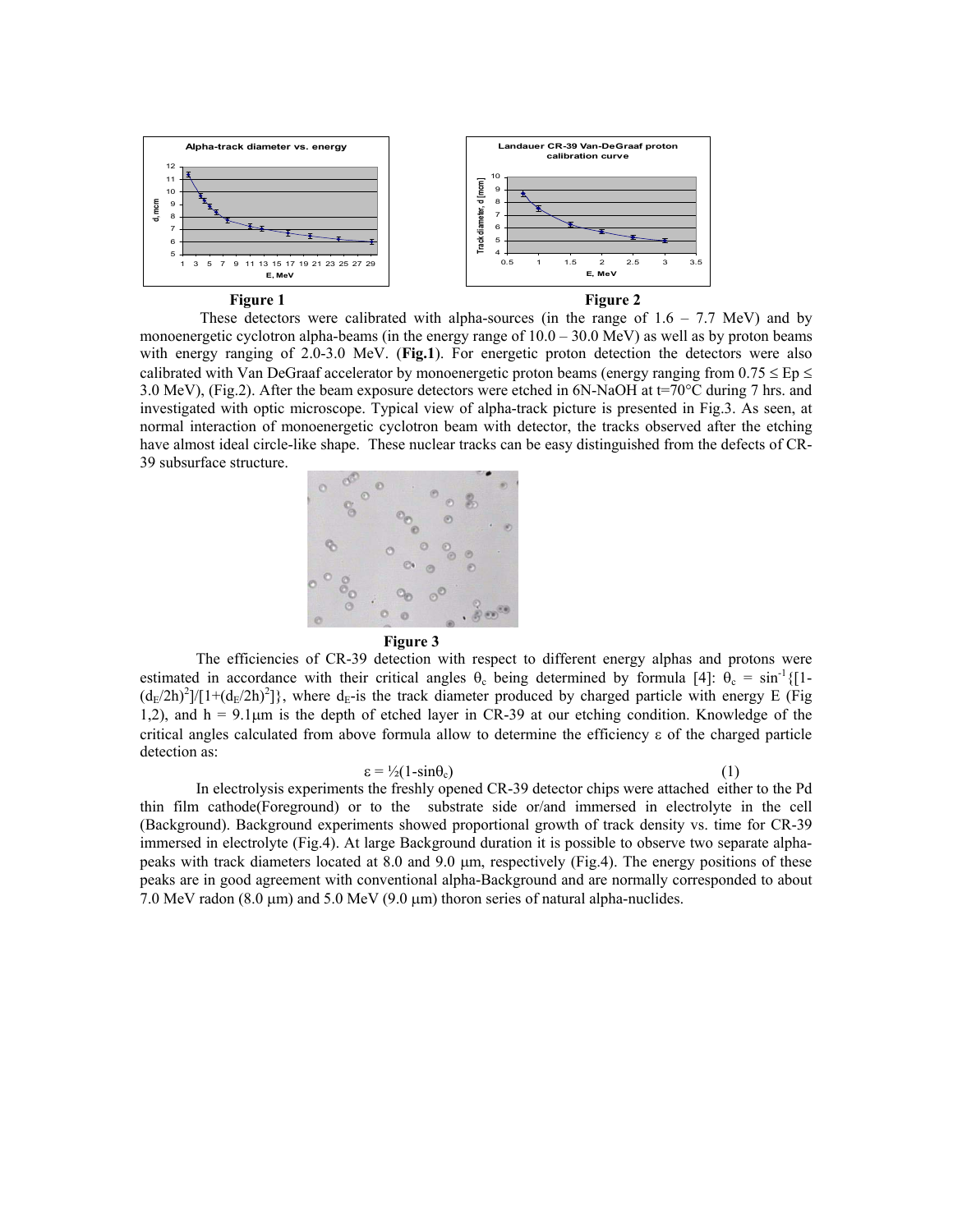Figure 1

Figure 2

These detectors were calibrated with alpha-sources (in the range of 1.6 – 7.7 MeV) and by monoenergetic cyclotron alpha-beams (in the energy range of 10.0 – 30.0 MeV) as well as by proton beams with energy ranging of 2.0-3.0 MeV. (**Fig.1**). For energetic proton detection the detectors were also calibrated with Van DeGraaf accelerator by monoenergetic proton beams (energy ranging from $0.75 \leq E_p \leq 3.0$ MeV), (Fig.2). After the beam exposure detectors were etched in 6N-NaOH at t=70°C during 7 hrs. and investigated with optic microscope. Typical view of alpha-track picture is presented in Fig.3. As seen, at normal interaction of monoenergetic cyclotron beam with detector, the tracks observed after the etching have almost ideal circle-like shape. These nuclear tracks can be easy distinguished from the defects of CR-39 subsurface structure.

Figure 3

The efficiencies of CR-39 detection with respect to different energy alphas and protons were estimated in accordance with their critical angles $\theta_c$ being determined by formula [4]: $\theta_c = \sin^{-1}\{[1-(d_E/2h)^2]/[1+(d_E/2h)^2]\}$, where $d_E$-is the track diameter produced by charged particle with energy E (Fig 1,2), and h = 9.1μm is the depth of etched layer in CR-39 at our etching condition. Knowledge of the critical angles calculated from above formula allow to determine the efficiency ε of the charged particle detection as:

$$\varepsilon = \tfrac{1}{2}(1-\sin\theta_c) \qquad (1)$$

In electrolysis experiments the freshly opened CR-39 detector chips were attached either to the Pd thin film cathode(Foreground) or to the substrate side or/and immersed in electrolyte in the cell (Background). Background experiments showed proportional growth of track density vs. time for CR-39 immersed in electrolyte (Fig.4). At large Background duration it is possible to observe two separate alpha-peaks with track diameters located at 8.0 and 9.0 μm, respectively (Fig.4). The energy positions of these peaks are in good agreement with conventional alpha-Background and are normally corresponded to about 7.0 MeV radon (8.0 μm) and 5.0 MeV (9.0 μm) thoron series of natural alpha-nuclides.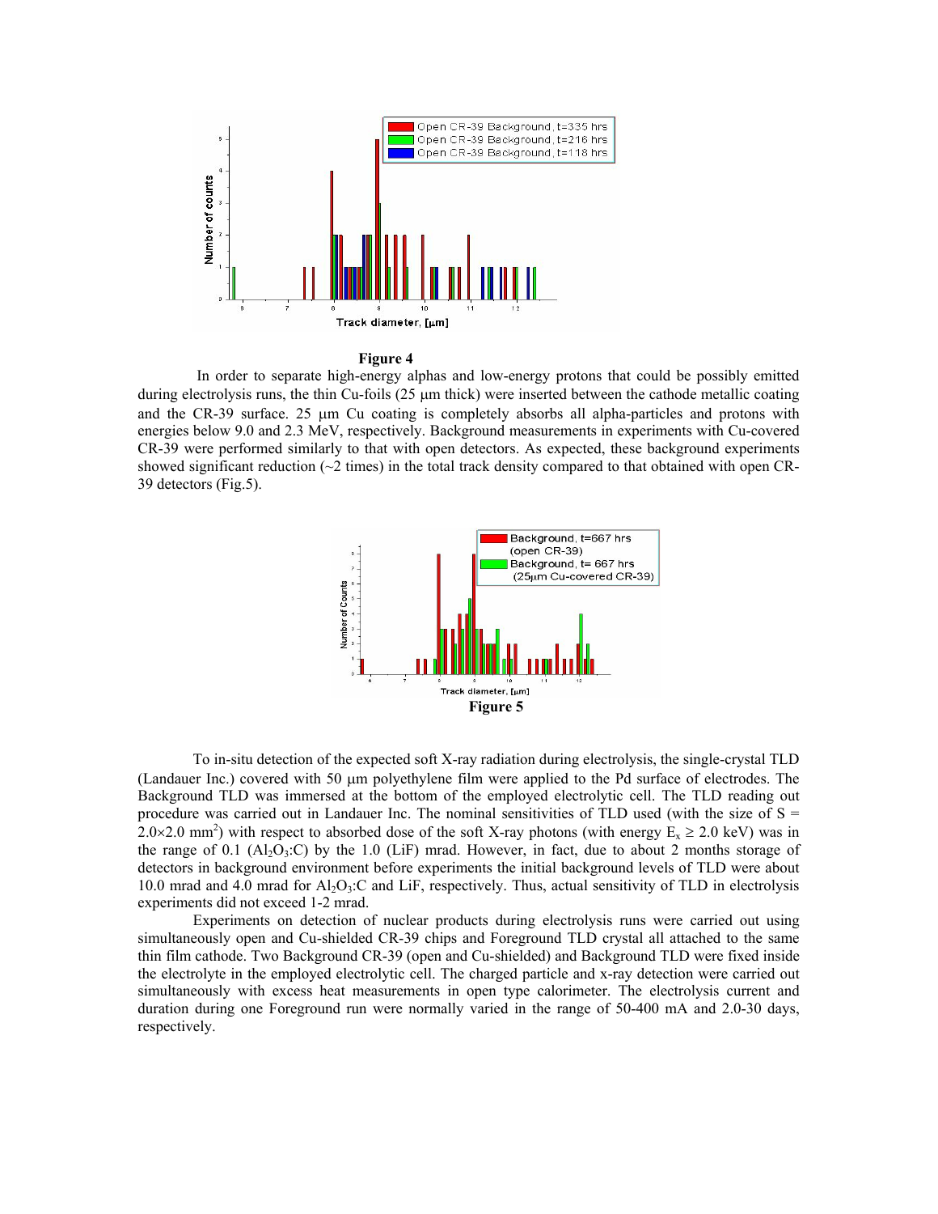**Figure 4**

In order to separate high-energy alphas and low-energy protons that could be possibly emitted during electrolysis runs, the thin Cu-foils (25 μm thick) were inserted between the cathode metallic coating and the CR-39 surface. 25 μm Cu coating is completely absorbs all alpha-particles and protons with energies below 9.0 and 2.3 MeV, respectively. Background measurements in experiments with Cu-covered CR-39 were performed similarly to that with open detectors. As expected, these background experiments showed significant reduction (~2 times) in the total track density compared to that obtained with open CR-39 detectors (Fig.5).

**Figure 5**

To in-situ detection of the expected soft X-ray radiation during electrolysis, the single-crystal TLD (Landauer Inc.) covered with 50 μm polyethylene film were applied to the Pd surface of electrodes. The Background TLD was immersed at the bottom of the employed electrolytic cell. The TLD reading out procedure was carried out in Landauer Inc. The nominal sensitivities of TLD used (with the size of $S = 2.0 \times 2.0$ mm$^2$) with respect to absorbed dose of the soft X-ray photons (with energy $E_x \geq 2.0$ keV) was in the range of 0.1 ($Al_2O_3$:C) by the 1.0 (LiF) mrad. However, in fact, due to about 2 months storage of detectors in background environment before experiments the initial background levels of TLD were about 10.0 mrad and 4.0 mrad for $Al_2O_3$:C and LiF, respectively. Thus, actual sensitivity of TLD in electrolysis experiments did not exceed 1-2 mrad.

Experiments on detection of nuclear products during electrolysis runs were carried out using simultaneously open and Cu-shielded CR-39 chips and Foreground TLD crystal all attached to the same thin film cathode. Two Background CR-39 (open and Cu-shielded) and Background TLD were fixed inside the electrolyte in the employed electrolytic cell. The charged particle and x-ray detection were carried out simultaneously with excess heat measurements in open type calorimeter. The electrolysis current and duration during one Foreground run were normally varied in the range of 50-400 mA and 2.0-30 days, respectively.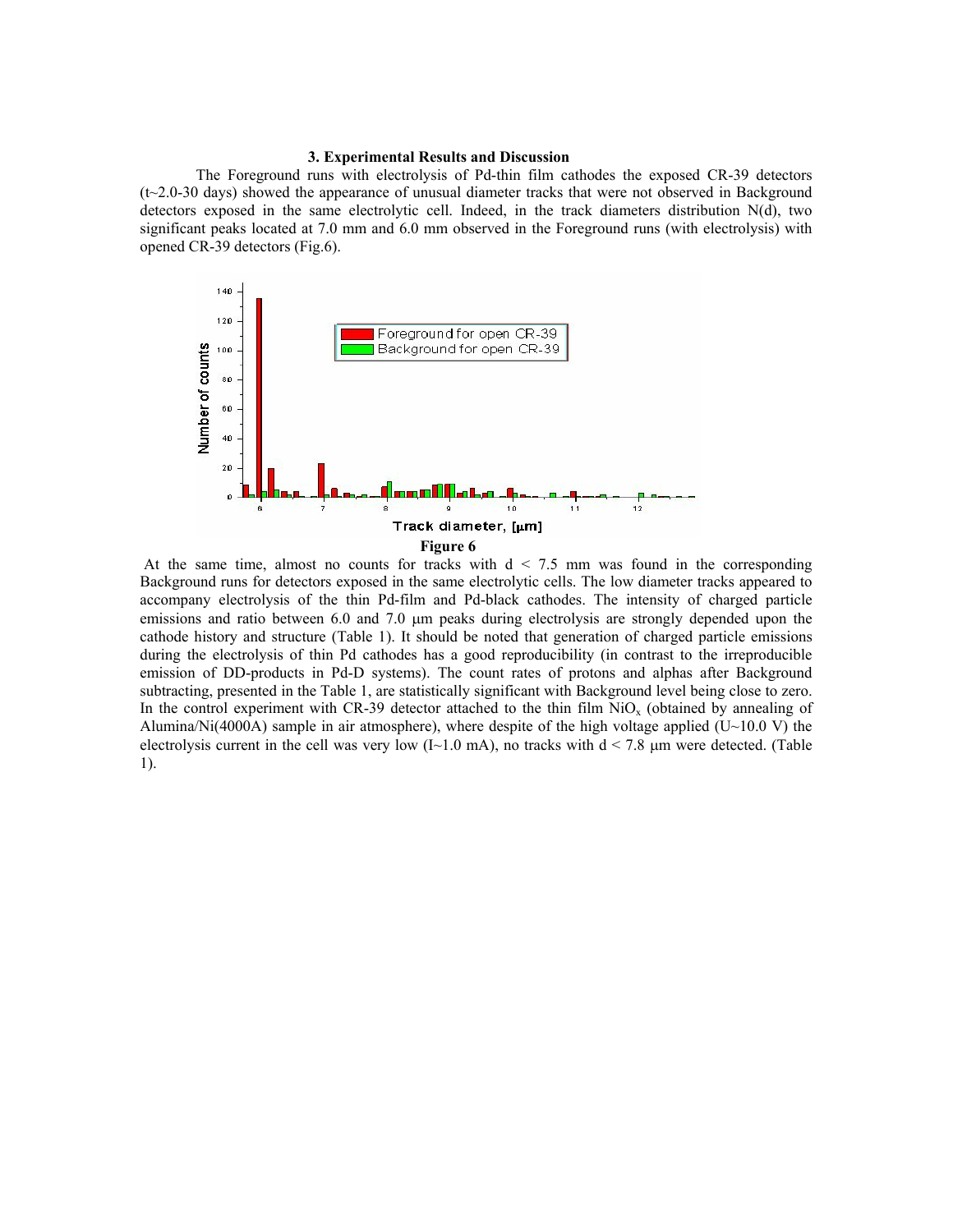### 3. Experimental Results and Discussion

The Foreground runs with electrolysis of Pd-thin film cathodes the exposed CR-39 detectors (t~2.0-30 days) showed the appearance of unusual diameter tracks that were not observed in Background detectors exposed in the same electrolytic cell. Indeed, in the track diameters distribution N(d), two significant peaks located at 7.0 mm and 6.0 mm observed in the Foreground runs (with electrolysis) with opened CR-39 detectors (Fig.6).

**Figure 6**

At the same time, almost no counts for tracks with d < 7.5 mm was found in the corresponding Background runs for detectors exposed in the same electrolytic cells. The low diameter tracks appeared to accompany electrolysis of the thin Pd-film and Pd-black cathodes. The intensity of charged particle emissions and ratio between 6.0 and 7.0 μm peaks during electrolysis are strongly depended upon the cathode history and structure (Table 1). It should be noted that generation of charged particle emissions during the electrolysis of thin Pd cathodes has a good reproducibility (in contrast to the irreproducible emission of DD-products in Pd-D systems). The count rates of protons and alphas after Background subtracting, presented in the Table 1, are statistically significant with Background level being close to zero. In the control experiment with CR-39 detector attached to the thin film $NiO_x$ (obtained by annealing of Alumina/Ni(4000A) sample in air atmosphere), where despite of the high voltage applied (U~10.0 V) the electrolysis current in the cell was very low (I~1.0 mA), no tracks with d < 7.8 μm were detected. (Table 1).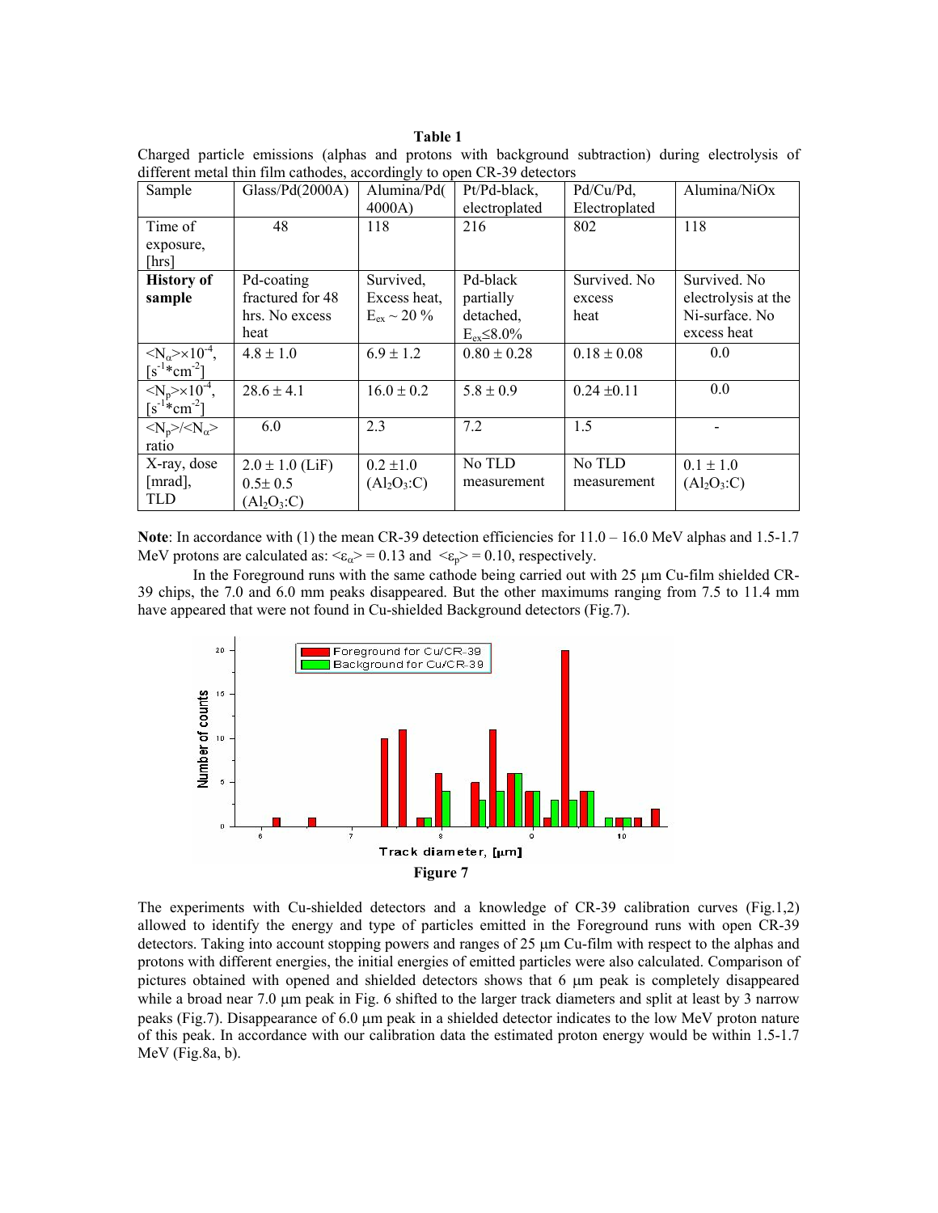**Table 1**

Charged particle emissions (alphas and protons with background subtraction) during electrolysis of different metal thin film cathodes, accordingly to open CR-39 detectors

| Sample | Glass/Pd(2000A) | Alumina/Pd(4000A) | Pt/Pd-black, electroplated | Pd/Cu/Pd, Electroplated | Alumina/NiOx |
|---|---|---|---|---|---|
| Time of exposure, [hrs] | 48 | 118 | 216 | 802 | 118 |
| **History of sample** | Pd-coating fractured for 48 hrs. No excess heat | Survived, Excess heat, $E_{ex} \sim 20$ % | Pd-black partially detached, $E_{ex} \leq 8.0\%$ | Survived. No excess heat | Survived. No electrolysis at the Ni-surface. No excess heat |
| $\langle N_\alpha \rangle \times 10^{-4}$, $[s^{-1} * cm^{-2}]$ | $4.8 \pm 1.0$ | $6.9 \pm 1.2$ | $0.80 \pm 0.28$ | $0.18 \pm 0.08$ | 0.0 |
| $\langle N_p \rangle \times 10^{-4}$, $[s^{-1} * cm^{-2}]$ | $28.6 \pm 4.1$ | $16.0 \pm 0.2$ | $5.8 \pm 0.9$ | $0.24 \pm 0.11$ | 0.0 |
| $\langle N_p \rangle / \langle N_\alpha \rangle$ ratio | 6.0 | 2.3 | 7.2 | 1.5 | - |
| X-ray, dose [mrad], TLD | $2.0 \pm 1.0$ (LiF) $0.5 \pm 0.5$ ($Al_2O_3$:C) | $0.2 \pm 1.0$ ($Al_2O_3$:C) | No TLD measurement | No TLD measurement | $0.1 \pm 1.0$ ($Al_2O_3$:C) |

**Note**: In accordance with (1) the mean CR-39 detection efficiencies for 11.0 – 16.0 MeV alphas and 1.5-1.7 MeV protons are calculated as: $\langle \varepsilon_\alpha \rangle = 0.13$ and $\langle \varepsilon_p \rangle = 0.10$, respectively.

In the Foreground runs with the same cathode being carried out with 25 μm Cu-film shielded CR-39 chips, the 7.0 and 6.0 mm peaks disappeared. But the other maximums ranging from 7.5 to 11.4 mm have appeared that were not found in Cu-shielded Background detectors (Fig.7).

**Figure 7**

The experiments with Cu-shielded detectors and a knowledge of CR-39 calibration curves (Fig.1,2) allowed to identify the energy and type of particles emitted in the Foreground runs with open CR-39 detectors. Taking into account stopping powers and ranges of 25 μm Cu-film with respect to the alphas and protons with different energies, the initial energies of emitted particles were also calculated. Comparison of pictures obtained with opened and shielded detectors shows that 6 μm peak is completely disappeared while a broad near 7.0 μm peak in Fig. 6 shifted to the larger track diameters and split at least by 3 narrow peaks (Fig.7). Disappearance of 6.0 μm peak in a shielded detector indicates to the low MeV proton nature of this peak. In accordance with our calibration data the estimated proton energy would be within 1.5-1.7 MeV (Fig.8a, b).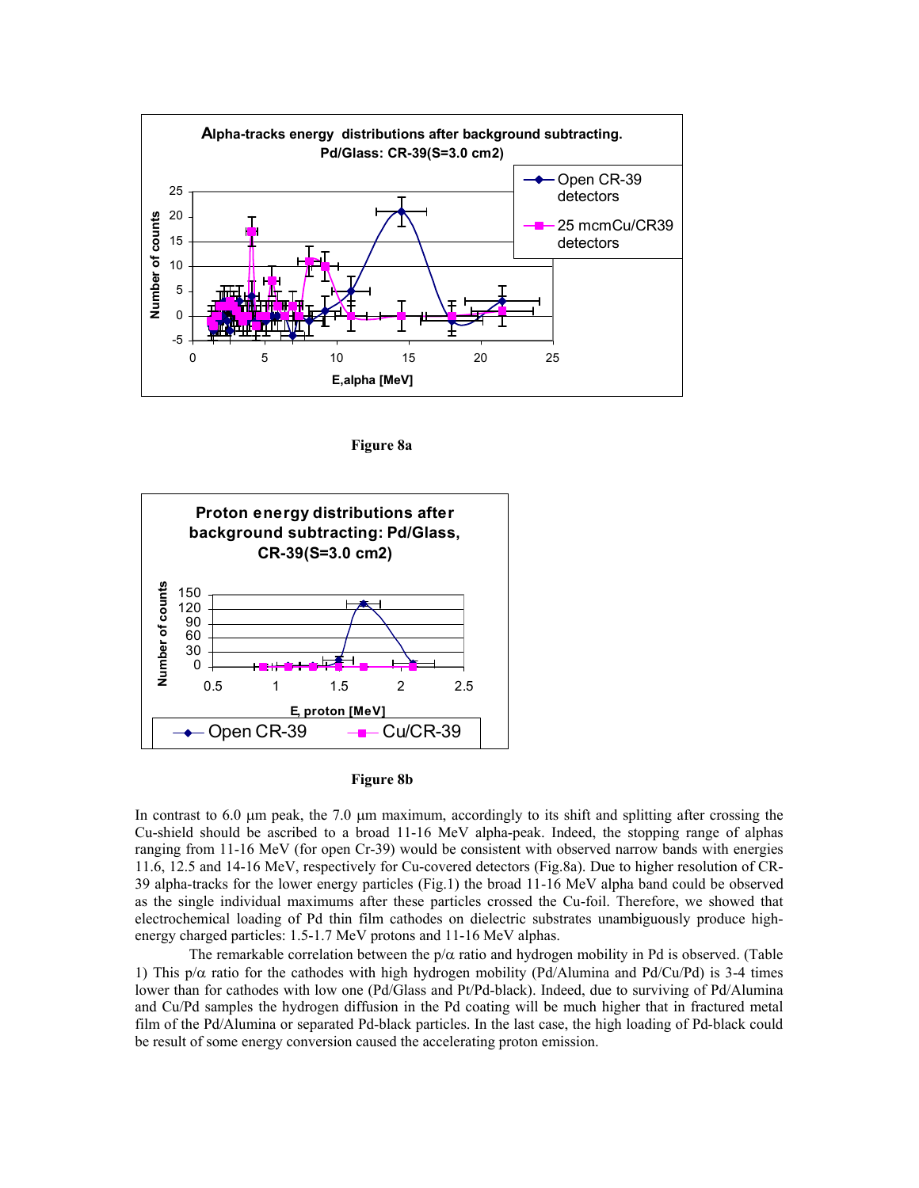Figure 8a

Figure 8b

In contrast to 6.0 μm peak, the 7.0 μm maximum, accordingly to its shift and splitting after crossing the Cu-shield should be ascribed to a broad 11-16 MeV alpha-peak. Indeed, the stopping range of alphas ranging from 11-16 MeV (for open Cr-39) would be consistent with observed narrow bands with energies 11.6, 12.5 and 14-16 MeV, respectively for Cu-covered detectors (Fig.8a). Due to higher resolution of CR-39 alpha-tracks for the lower energy particles (Fig.1) the broad 11-16 MeV alpha band could be observed as the single individual maximums after these particles crossed the Cu-foil. Therefore, we showed that electrochemical loading of Pd thin film cathodes on dielectric substrates unambiguously produce high-energy charged particles: 1.5-1.7 MeV protons and 11-16 MeV alphas.

The remarkable correlation between the p/α ratio and hydrogen mobility in Pd is observed. (Table 1) This p/α ratio for the cathodes with high hydrogen mobility (Pd/Alumina and Pd/Cu/Pd) is 3-4 times lower than for cathodes with low one (Pd/Glass and Pt/Pd-black). Indeed, due to surviving of Pd/Alumina and Cu/Pd samples the hydrogen diffusion in the Pd coating will be much higher that in fractured metal film of the Pd/Alumina or separated Pd-black particles. In the last case, the high loading of Pd-black could be result of some energy conversion caused the accelerating proton emission.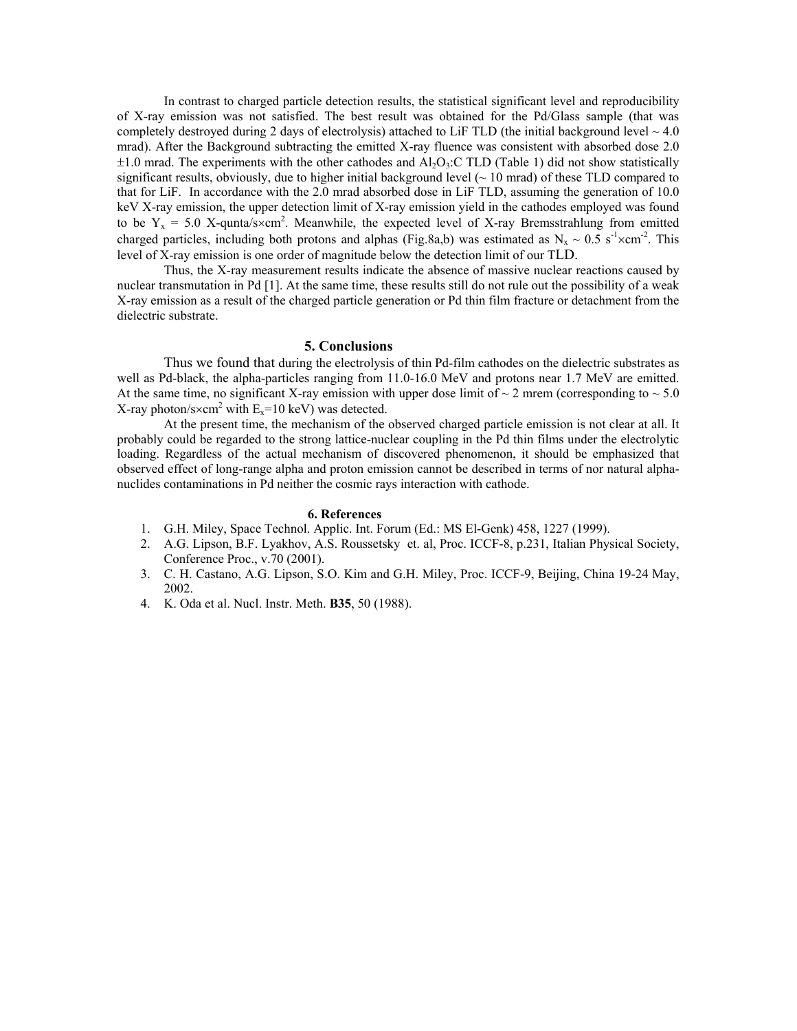In contrast to charged particle detection results, the statistical significant level and reproducibility of X-ray emission was not satisfied. The best result was obtained for the Pd/Glass sample (that was completely destroyed during 2 days of electrolysis) attached to LiF TLD (the initial background level ~ 4.0 mrad). After the Background subtracting the emitted X-ray fluence was consistent with absorbed dose 2.0 ±1.0 mrad. The experiments with the other cathodes and $Al_2O_3$:C TLD (Table 1) did not show statistically significant results, obviously, due to higher initial background level (~ 10 mrad) of these TLD compared to that for LiF. In accordance with the 2.0 mrad absorbed dose in LiF TLD, assuming the generation of 10.0 keV X-ray emission, the upper detection limit of X-ray emission yield in the cathodes employed was found to be $Y_x$ = 5.0 X-qunta/s×cm$^2$. Meanwhile, the expected level of X-ray Bremsstrahlung from emitted charged particles, including both protons and alphas (Fig.8a,b) was estimated as $N_x$ ~ 0.5 s$^{-1}$×cm$^{-2}$. This level of X-ray emission is one order of magnitude below the detection limit of our TLD.

Thus, the X-ray measurement results indicate the absence of massive nuclear reactions caused by nuclear transmutation in Pd [1]. At the same time, these results still do not rule out the possibility of a weak X-ray emission as a result of the charged particle generation or Pd thin film fracture or detachment from the dielectric substrate.

## 5. Conclusions

Thus we found that during the electrolysis of thin Pd-film cathodes on the dielectric substrates as well as Pd-black, the alpha-particles ranging from 11.0-16.0 MeV and protons near 1.7 MeV are emitted. At the same time, no significant X-ray emission with upper dose limit of ~ 2 mrem (corresponding to ~ 5.0 X-ray photon/s×cm$^2$ with $E_x$=10 keV) was detected.

At the present time, the mechanism of the observed charged particle emission is not clear at all. It probably could be regarded to the strong lattice-nuclear coupling in the Pd thin films under the electrolytic loading. Regardless of the actual mechanism of discovered phenomenon, it should be emphasized that observed effect of long-range alpha and proton emission cannot be described in terms of nor natural alpha-nuclides contaminations in Pd neither the cosmic rays interaction with cathode.

## 6. References

1. G.H. Miley, Space Technol. Applic. Int. Forum (Ed.: MS El-Genk) 458, 1227 (1999).
2. A.G. Lipson, B.F. Lyakhov, A.S. Roussetsky et. al, Proc. ICCF-8, p.231, Italian Physical Society, Conference Proc., v.70 (2001).
3. C. H. Castano, A.G. Lipson, S.O. Kim and G.H. Miley, Proc. ICCF-9, Beijing, China 19-24 May, 2002.
4. K. Oda et al. Nucl. Instr. Meth. **B35**, 50 (1988).